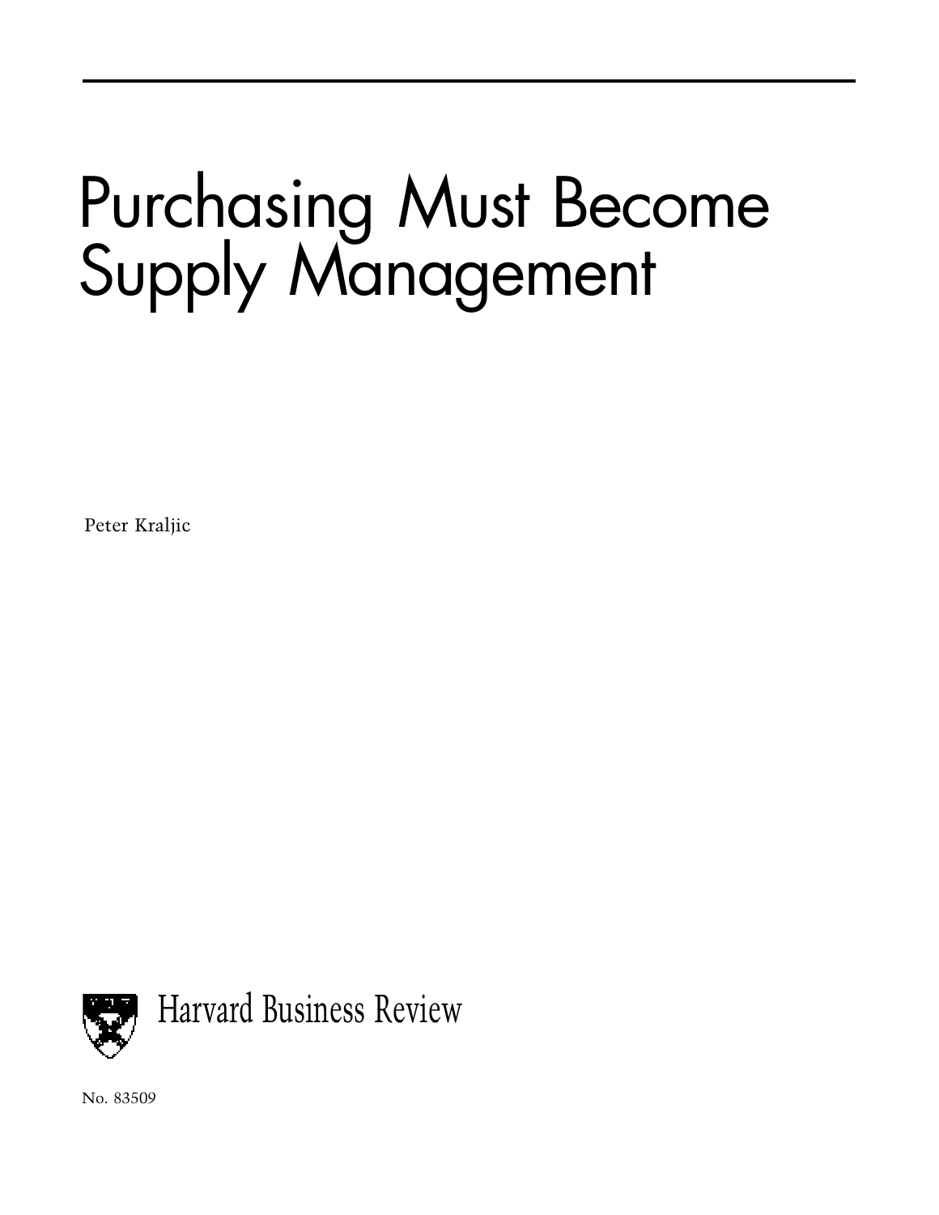# Purchasing Must Become Supply Management

Peter Kraljic

Harvard Business Review

No. 83509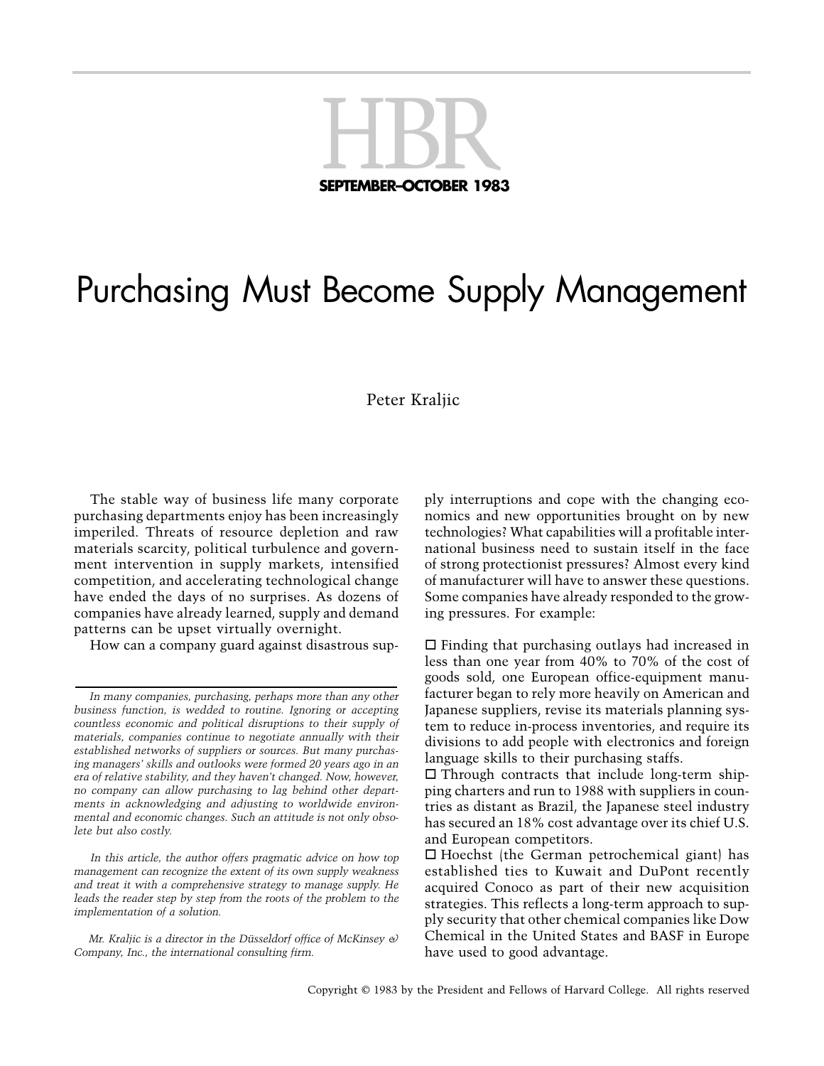# Purchasing Must Become Supply Management

Peter Kraljic

The stable way of business life many corporate purchasing departments enjoy has been increasingly imperiled. Threats of resource depletion and raw materials scarcity, political turbulence and government intervention in supply markets, intensified competition, and accelerating technological change have ended the days of no surprises. As dozens of companies have already learned, supply and demand patterns can be upset virtually overnight.

How can a company guard against disastrous supply interruptions and cope with the changing economics and new opportunities brought on by new technologies? What capabilities will a profitable international business need to sustain itself in the face of strong protectionist pressures? Almost every kind of manufacturer will have to answer these questions. Some companies have already responded to the growing pressures. For example:

- Finding that purchasing outlays had increased in less than one year from 40% to 70% of the cost of goods sold, one European office-equipment manufacturer began to rely more heavily on American and Japanese suppliers, revise its materials planning system to reduce in-process inventories, and require its divisions to add people with electronics and foreign language skills to their purchasing staffs.
- Through contracts that include long-term shipping charters and run to 1988 with suppliers in countries as distant as Brazil, the Japanese steel industry has secured an 18% cost advantage over its chief U.S. and European competitors.
- Hoechst (the German petrochemical giant) has established ties to Kuwait and DuPont recently acquired Conoco as part of their new acquisition strategies. This reflects a long-term approach to supply security that other chemical companies like Dow Chemical in the United States and BASF in Europe have used to good advantage.

*In many companies, purchasing, perhaps more than any other business function, is wedded to routine. Ignoring or accepting countless economic and political disruptions to their supply of materials, companies continue to negotiate annually with their established networks of suppliers or sources. But many purchasing managers' skills and outlooks were formed 20 years ago in an era of relative stability, and they haven't changed. Now, however, no company can allow purchasing to lag behind other departments in acknowledging and adjusting to worldwide environmental and economic changes. Such an attitude is not only obsolete but also costly.*

*In this article, the author offers pragmatic advice on how top management can recognize the extent of its own supply weakness and treat it with a comprehensive strategy to manage supply. He leads the reader step by step from the roots of the problem to the implementation of a solution.*

*Mr. Kraljic is a director in the Düsseldorf office of McKinsey & Company, Inc., the international consulting firm.*

Copyright © 1983 by the President and Fellows of Harvard College. All rights reserved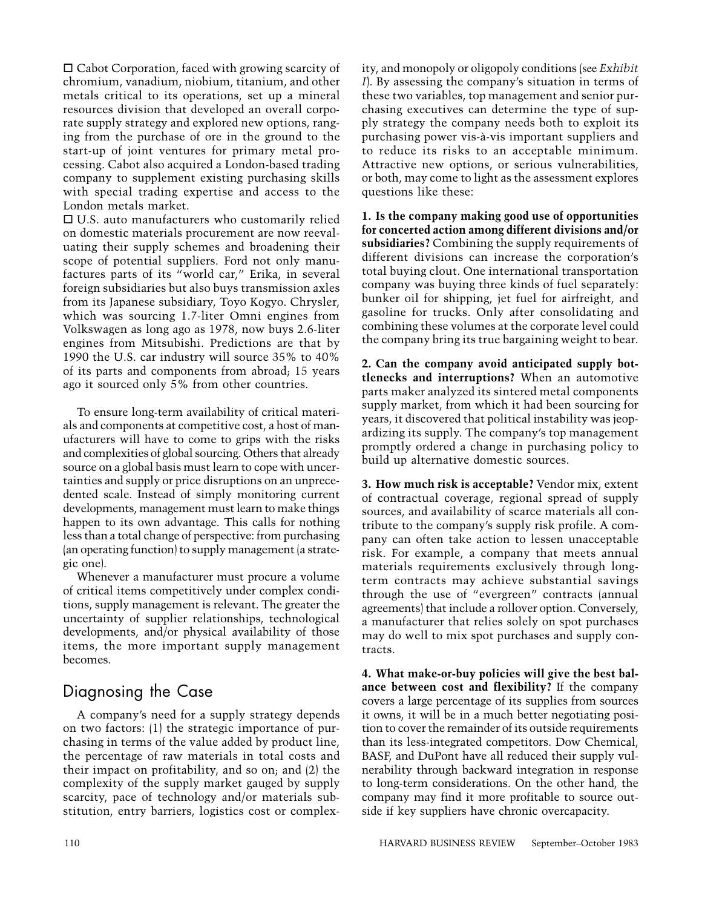☐ Cabot Corporation, faced with growing scarcity of chromium, vanadium, niobium, titanium, and other metals critical to its operations, set up a mineral resources division that developed an overall corporate supply strategy and explored new options, ranging from the purchase of ore in the ground to the start-up of joint ventures for primary metal processing. Cabot also acquired a London-based trading company to supplement existing purchasing skills with special trading expertise and access to the London metals market.

☐ U.S. auto manufacturers who customarily relied on domestic materials procurement are now reevaluating their supply schemes and broadening their scope of potential suppliers. Ford not only manufactures parts of its "world car," Erika, in several foreign subsidiaries but also buys transmission axles from its Japanese subsidiary, Toyo Kogyo. Chrysler, which was sourcing 1.7-liter Omni engines from Volkswagen as long ago as 1978, now buys 2.6-liter engines from Mitsubishi. Predictions are that by 1990 the U.S. car industry will source 35% to 40% of its parts and components from abroad; 15 years ago it sourced only 5% from other countries.

To ensure long-term availability of critical materials and components at competitive cost, a host of manufacturers will have to come to grips with the risks and complexities of global sourcing. Others that already source on a global basis must learn to cope with uncertainties and supply or price disruptions on an unprecedented scale. Instead of simply monitoring current developments, management must learn to make things happen to its own advantage. This calls for nothing less than a total change of perspective: from purchasing (an operating function) to supply management (a strategic one).

Whenever a manufacturer must procure a volume of critical items competitively under complex conditions, supply management is relevant. The greater the uncertainty of supplier relationships, technological developments, and/or physical availability of those items, the more important supply management becomes.

## Diagnosing the Case

A company's need for a supply strategy depends on two factors: (1) the strategic importance of purchasing in terms of the value added by product line, the percentage of raw materials in total costs and their impact on profitability, and so on; and (2) the complexity of the supply market gauged by supply scarcity, pace of technology and/or materials substitution, entry barriers, logistics cost or complexity, and monopoly or oligopoly conditions (see *Exhibit I*). By assessing the company's situation in terms of these two variables, top management and senior purchasing executives can determine the type of supply strategy the company needs both to exploit its purchasing power vis-à-vis important suppliers and to reduce its risks to an acceptable minimum. Attractive new options, or serious vulnerabilities, or both, may come to light as the assessment explores questions like these:

**1. Is the company making good use of opportunities for concerted action among different divisions and/or subsidiaries?** Combining the supply requirements of different divisions can increase the corporation's total buying clout. One international transportation company was buying three kinds of fuel separately: bunker oil for shipping, jet fuel for airfreight, and gasoline for trucks. Only after consolidating and combining these volumes at the corporate level could the company bring its true bargaining weight to bear.

**2. Can the company avoid anticipated supply bottlenecks and interruptions?** When an automotive parts maker analyzed its sintered metal components supply market, from which it had been sourcing for years, it discovered that political instability was jeopardizing its supply. The company's top management promptly ordered a change in purchasing policy to build up alternative domestic sources.

**3. How much risk is acceptable?** Vendor mix, extent of contractual coverage, regional spread of supply sources, and availability of scarce materials all contribute to the company's supply risk profile. A company can often take action to lessen unacceptable risk. For example, a company that meets annual materials requirements exclusively through long-term contracts may achieve substantial savings through the use of "evergreen" contracts (annual agreements) that include a rollover option. Conversely, a manufacturer that relies solely on spot purchases may do well to mix spot purchases and supply contracts.

**4. What make-or-buy policies will give the best balance between cost and flexibility?** If the company covers a large percentage of its supplies from sources it owns, it will be in a much better negotiating position to cover the remainder of its outside requirements than its less-integrated competitors. Dow Chemical, BASF, and DuPont have all reduced their supply vulnerability through backward integration in response to long-term considerations. On the other hand, the company may find it more profitable to source outside if key suppliers have chronic overcapacity.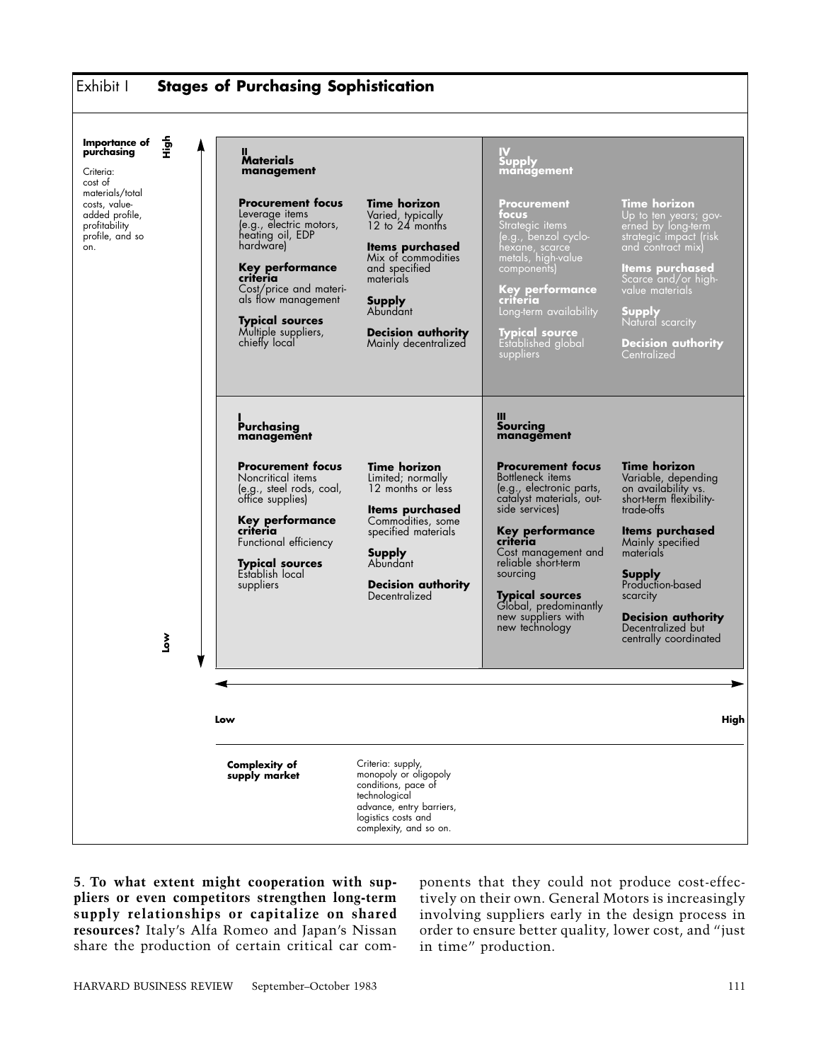## Exhibit I **Stages of Purchasing Sophistication**

**Importance of purchasing** (vertical axis: Low to High)

Criteria: cost of materials/total costs, value-added profile, profitability profile, and so on.

**Complexity of supply market** (horizontal axis: Low to High)

Criteria: supply, monopoly or oligopoly conditions, pace of technological advance, entry barriers, logistics costs and complexity, and so on.

| | Low complexity of supply market | High complexity of supply market |
|---|---|---|
| **High importance of purchasing** | **II Materials management**<br><br>**Procurement focus** Leverage items (e.g., electric motors, heating oil, EDP hardware)<br><br>**Key performance criteria** Cost/price and materials flow management<br><br>**Typical sources** Multiple suppliers, chiefly local<br><br>**Time horizon** Varied, typically 12 to 24 months<br><br>**Items purchased** Mix of commodities and specified materials<br><br>**Supply** Abundant<br><br>**Decision authority** Mainly decentralized | **IV Supply management**<br><br>**Procurement focus** Strategic items (e.g., benzol cyclohexane, scarce metals, high-value components)<br><br>**Key performance criteria** Long-term availability<br><br>**Typical source** Established global suppliers<br><br>**Time horizon** Up to ten years; governed by long-term strategic impact (risk and contract mix)<br><br>**Items purchased** Scarce and/or high-value materials<br><br>**Supply** Natural scarcity<br><br>**Decision authority** Centralized |
| **Low importance of purchasing** | **I Purchasing management**<br><br>**Procurement focus** Noncritical items (e.g., steel rods, coal, office supplies)<br><br>**Key performance criteria** Functional efficiency<br><br>**Typical sources** Establish local suppliers<br><br>**Time horizon** Limited; normally 12 months or less<br><br>**Items purchased** Commodities, some specified materials<br><br>**Supply** Abundant<br><br>**Decision authority** Decentralized | **III Sourcing management**<br><br>**Procurement focus** Bottleneck items (e.g., electronic parts, catalyst materials, outside services)<br><br>**Key performance criteria** Cost management and reliable short-term sourcing<br><br>**Typical sources** Global, predominantly new suppliers with new technology<br><br>**Time horizon** Variable, depending on availability vs. short-term flexibility-trade-offs<br><br>**Items purchased** Mainly specified materials<br><br>**Supply** Production-based scarcity<br><br>**Decision authority** Decentralized but centrally coordinated |

**5. To what extent might cooperation with suppliers or even competitors strengthen long-term supply relationships or capitalize on shared resources?** Italy's Alfa Romeo and Japan's Nissan share the production of certain critical car components that they could not produce cost-effectively on their own. General Motors is increasingly involving suppliers early in the design process in order to ensure better quality, lower cost, and "just in time" production.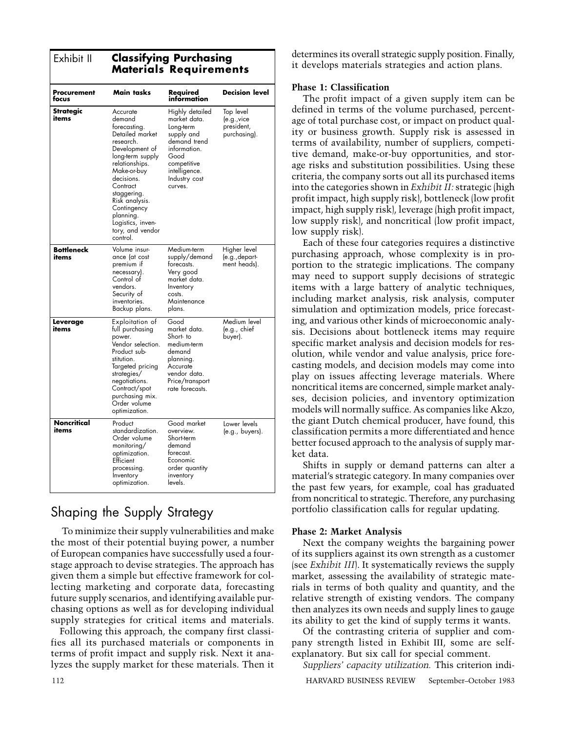Exhibit II **Classifying Purchasing Materials Requirements**

| Procurement focus | Main tasks | Required information | Decision level |
|---|---|---|---|
| **Strategic items** | Accurate demand forecasting. Detailed market research. Development of long-term supply relationships. Make-or-buy decisions. Contract staggering. Risk analysis. Contingency planning. Logistics, inventory, and vendor control. | Highly detailed market data. Long-term supply and demand trend information. Good competitive intelligence. Industry cost curves. | Top level (e.g., vice president, purchasing). |
| **Bottleneck items** | Volume insurance (at cost premium if necessary). Control of vendors. Security of inventories. Backup plans. | Medium-term supply/demand forecasts. Very good market data. Inventory costs. Maintenance plans. | Higher level (e.g., department heads). |
| **Leverage items** | Exploitation of full purchasing power. Vendor selection. Product substitution. Targeted pricing strategies/negotiations. Contract/spot purchasing mix. Order volume optimization. | Good market data. Short- to medium-term demand planning. Accurate vendor data. Price/transport rate forecasts. | Medium level (e.g., chief buyer). |
| **Noncritical items** | Product standardization. Order volume monitoring/optimization. Efficient processing. Inventory optimization. | Good market overview. Short-term demand forecast. Economic order quantity inventory levels. | Lower levels (e.g., buyers). |

## Shaping the Supply Strategy

To minimize their supply vulnerabilities and make the most of their potential buying power, a number of European companies have successfully used a four-stage approach to devise strategies. The approach has given them a simple but effective framework for collecting marketing and corporate data, forecasting future supply scenarios, and identifying available purchasing options as well as for developing individual supply strategies for critical items and materials.

Following this approach, the company first classifies all its purchased materials or components in terms of profit impact and supply risk. Next it analyzes the supply market for these materials. Then it determines its overall strategic supply position. Finally, it develops materials strategies and action plans.

### Phase 1: Classification

The profit impact of a given supply item can be defined in terms of the volume purchased, percentage of total purchase cost, or impact on product quality or business growth. Supply risk is assessed in terms of availability, number of suppliers, competitive demand, make-or-buy opportunities, and storage risks and substitution possibilities. Using these criteria, the company sorts out all its purchased items into the categories shown in *Exhibit II:* strategic (high profit impact, high supply risk), bottleneck (low profit impact, high supply risk), leverage (high profit impact, low supply risk), and noncritical (low profit impact, low supply risk).

Each of these four categories requires a distinctive purchasing approach, whose complexity is in proportion to the strategic implications. The company may need to support supply decisions of strategic items with a large battery of analytic techniques, including market analysis, risk analysis, computer simulation and optimization models, price forecasting, and various other kinds of microeconomic analysis. Decisions about bottleneck items may require specific market analysis and decision models for resolution, while vendor and value analysis, price forecasting models, and decision models may come into play on issues affecting leverage materials. Where noncritical items are concerned, simple market analyses, decision policies, and inventory optimization models will normally suffice. As companies like Akzo, the giant Dutch chemical producer, have found, this classification permits a more differentiated and hence better focused approach to the analysis of supply market data.

Shifts in supply or demand patterns can alter a material's strategic category. In many companies over the past few years, for example, coal has graduated from noncritical to strategic. Therefore, any purchasing portfolio classification calls for regular updating.

### Phase 2: Market Analysis

Next the company weights the bargaining power of its suppliers against its own strength as a customer (see *Exhibit III*). It systematically reviews the supply market, assessing the availability of strategic materials in terms of both quality and quantity, and the relative strength of existing vendors. The company then analyzes its own needs and supply lines to gauge its ability to get the kind of supply terms it wants.

Of the contrasting criteria of supplier and company strength listed in Exhibit III, some are self-explanatory. But six call for special comment.

*Suppliers' capacity utilization.* This criterion indi-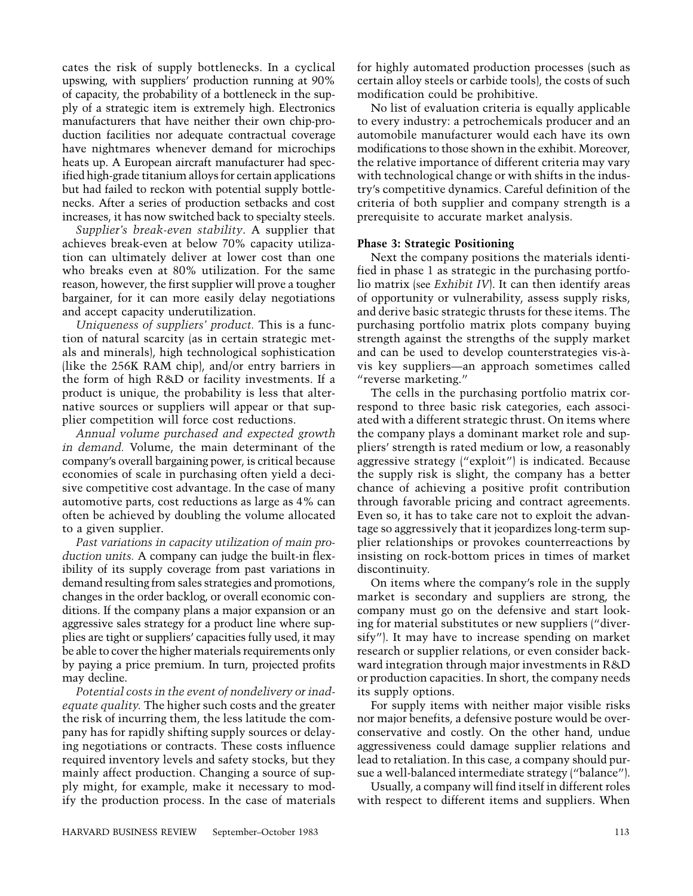cates the risk of supply bottlenecks. In a cyclical upswing, with suppliers' production running at 90% of capacity, the probability of a bottleneck in the supply of a strategic item is extremely high. Electronics manufacturers that have neither their own chip-production facilities nor adequate contractual coverage have nightmares whenever demand for microchips heats up. A European aircraft manufacturer had specified high-grade titanium alloys for certain applications but had failed to reckon with potential supply bottlenecks. After a series of production setbacks and cost increases, it has now switched back to specialty steels.

*Supplier's break-even stability*. A supplier that achieves break-even at below 70% capacity utilization can ultimately deliver at lower cost than one who breaks even at 80% utilization. For the same reason, however, the first supplier will prove a tougher bargainer, for it can more easily delay negotiations and accept capacity underutilization.

*Uniqueness of suppliers' product.* This is a function of natural scarcity (as in certain strategic metals and minerals), high technological sophistication (like the 256K RAM chip), and/or entry barriers in the form of high R&D or facility investments. If a product is unique, the probability is less that alternative sources or suppliers will appear or that supplier competition will force cost reductions.

*Annual volume purchased and expected growth in demand.* Volume, the main determinant of the company's overall bargaining power, is critical because economies of scale in purchasing often yield a decisive competitive cost advantage. In the case of many automotive parts, cost reductions as large as 4% can often be achieved by doubling the volume allocated to a given supplier.

*Past variations in capacity utilization of main production units.* A company can judge the built-in flexibility of its supply coverage from past variations in demand resulting from sales strategies and promotions, changes in the order backlog, or overall economic conditions. If the company plans a major expansion or an aggressive sales strategy for a product line where supplies are tight or suppliers' capacities fully used, it may be able to cover the higher materials requirements only by paying a price premium. In turn, projected profits may decline.

*Potential costs in the event of nondelivery or inadequate quality.* The higher such costs and the greater the risk of incurring them, the less latitude the company has for rapidly shifting supply sources or delaying negotiations or contracts. These costs influence required inventory levels and safety stocks, but they mainly affect production. Changing a source of supply might, for example, make it necessary to modify the production process. In the case of materials for highly automated production processes (such as certain alloy steels or carbide tools), the costs of such modification could be prohibitive.

No list of evaluation criteria is equally applicable to every industry: a petrochemicals producer and an automobile manufacturer would each have its own modifications to those shown in the exhibit. Moreover, the relative importance of different criteria may vary with technological change or with shifts in the industry's competitive dynamics. Careful definition of the criteria of both supplier and company strength is a prerequisite to accurate market analysis.

**Phase 3: Strategic Positioning**

Next the company positions the materials identified in phase 1 as strategic in the purchasing portfolio matrix (see *Exhibit IV*). It can then identify areas of opportunity or vulnerability, assess supply risks, and derive basic strategic thrusts for these items. The purchasing portfolio matrix plots company buying strength against the strengths of the supply market and can be used to develop counterstrategies vis-à-vis key suppliers—an approach sometimes called "reverse marketing."

The cells in the purchasing portfolio matrix correspond to three basic risk categories, each associated with a different strategic thrust. On items where the company plays a dominant market role and suppliers' strength is rated medium or low, a reasonably aggressive strategy ("exploit") is indicated. Because the supply risk is slight, the company has a better chance of achieving a positive profit contribution through favorable pricing and contract agreements. Even so, it has to take care not to exploit the advantage so aggressively that it jeopardizes long-term supplier relationships or provokes counterreactions by insisting on rock-bottom prices in times of market discontinuity.

On items where the company's role in the supply market is secondary and suppliers are strong, the company must go on the defensive and start looking for material substitutes or new suppliers ("diversify"). It may have to increase spending on market research or supplier relations, or even consider backward integration through major investments in R&D or production capacities. In short, the company needs its supply options.

For supply items with neither major visible risks nor major benefits, a defensive posture would be overconservative and costly. On the other hand, undue aggressiveness could damage supplier relations and lead to retaliation. In this case, a company should pursue a well-balanced intermediate strategy ("balance").

Usually, a company will find itself in different roles with respect to different items and suppliers. When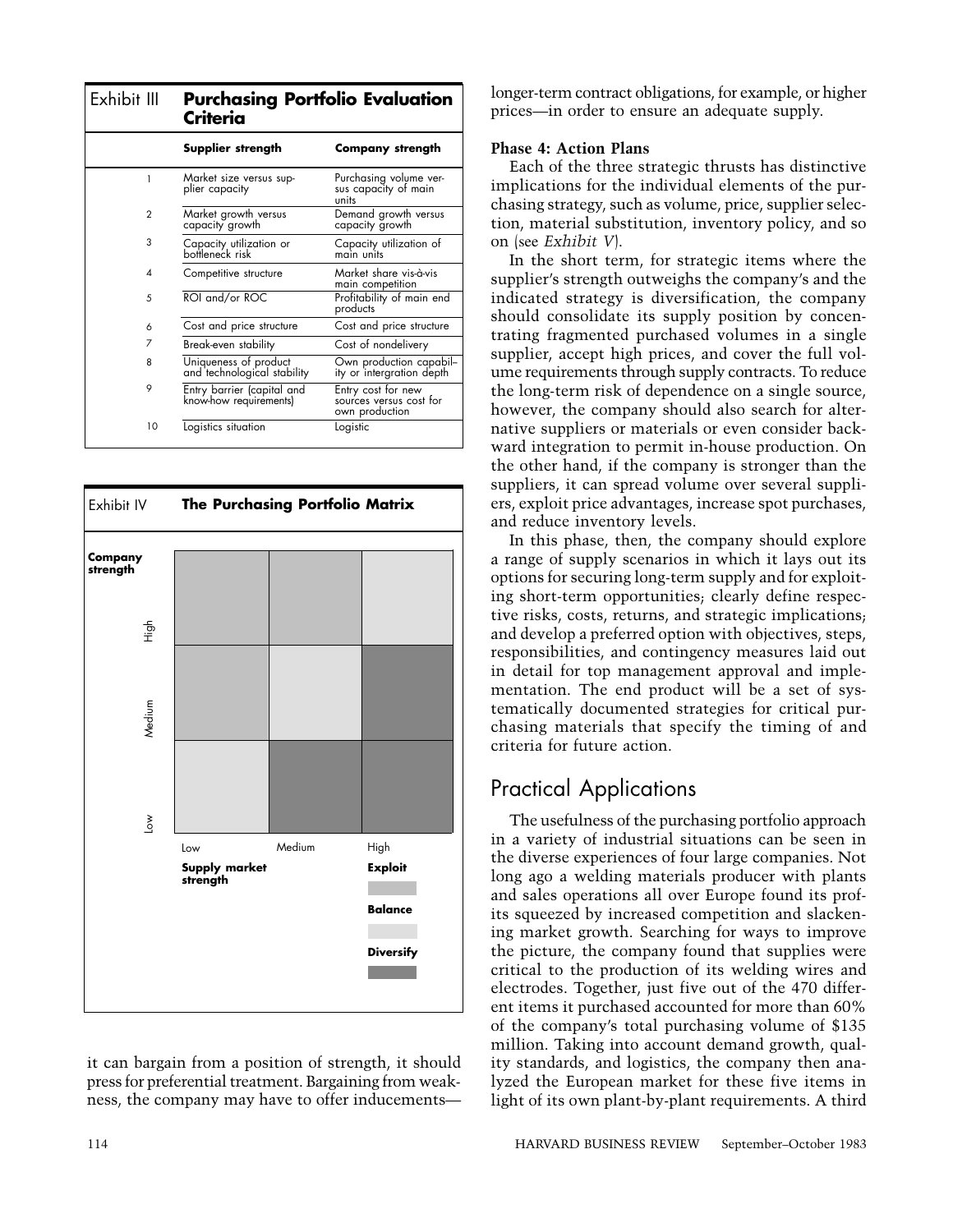## Exhibit III Purchasing Portfolio Evaluation Criteria

| | Supplier strength | Company strength |
|---|---|---|
| 1 | Market size versus supplier capacity | Purchasing volume versus capacity of main units |
| 2 | Market growth versus capacity growth | Demand growth versus capacity growth |
| 3 | Capacity utilization or bottleneck risk | Capacity utilization of main units |
| 4 | Competitive structure | Market share vis-à-vis main competition |
| 5 | ROI and/or ROC | Profitability of main end products |
| 6 | Cost and price structure | Cost and price structure |
| 7 | Break-even stability | Cost of nondelivery |
| 8 | Uniqueness of product and technological stability | Own production capability or intergration depth |
| 9 | Entry barrier (capital and know-how requirements) | Entry cost for new sources versus cost for own production |
| 10 | Logistics situation | Logistic |

## Exhibit IV The Purchasing Portfolio Matrix

| Company strength \ Supply market strength | Low | Medium | High |
|---|---|---|---|
| High | Exploit | Exploit | Balance |
| Medium | Exploit | Balance | Diversify |
| Low | Balance | Diversify | Diversify |

it can bargain from a position of strength, it should press for preferential treatment. Bargaining from weakness, the company may have to offer inducements—longer-term contract obligations, for example, or higher prices—in order to ensure an adequate supply.

### Phase 4: Action Plans

Each of the three strategic thrusts has distinctive implications for the individual elements of the purchasing strategy, such as volume, price, supplier selection, material substitution, inventory policy, and so on (see *Exhibit V*).

In the short term, for strategic items where the supplier's strength outweighs the company's and the indicated strategy is diversification, the company should consolidate its supply position by concentrating fragmented purchased volumes in a single supplier, accept high prices, and cover the full volume requirements through supply contracts. To reduce the long-term risk of dependence on a single source, however, the company should also search for alternative suppliers or materials or even consider backward integration to permit in-house production. On the other hand, if the company is stronger than the suppliers, it can spread volume over several suppliers, exploit price advantages, increase spot purchases, and reduce inventory levels.

In this phase, then, the company should explore a range of supply scenarios in which it lays out its options for securing long-term supply and for exploiting short-term opportunities; clearly define respective risks, costs, returns, and strategic implications; and develop a preferred option with objectives, steps, responsibilities, and contingency measures laid out in detail for top management approval and implementation. The end product will be a set of systematically documented strategies for critical purchasing materials that specify the timing of and criteria for future action.

## Practical Applications

The usefulness of the purchasing portfolio approach in a variety of industrial situations can be seen in the diverse experiences of four large companies. Not long ago a welding materials producer with plants and sales operations all over Europe found its profits squeezed by increased competition and slackening market growth. Searching for ways to improve the picture, the company found that supplies were critical to the production of its welding wires and electrodes. Together, just five out of the 470 different items it purchased accounted for more than 60% of the company's total purchasing volume of \$135 million. Taking into account demand growth, quality standards, and logistics, the company then analyzed the European market for these five items in light of its own plant-by-plant requirements. A third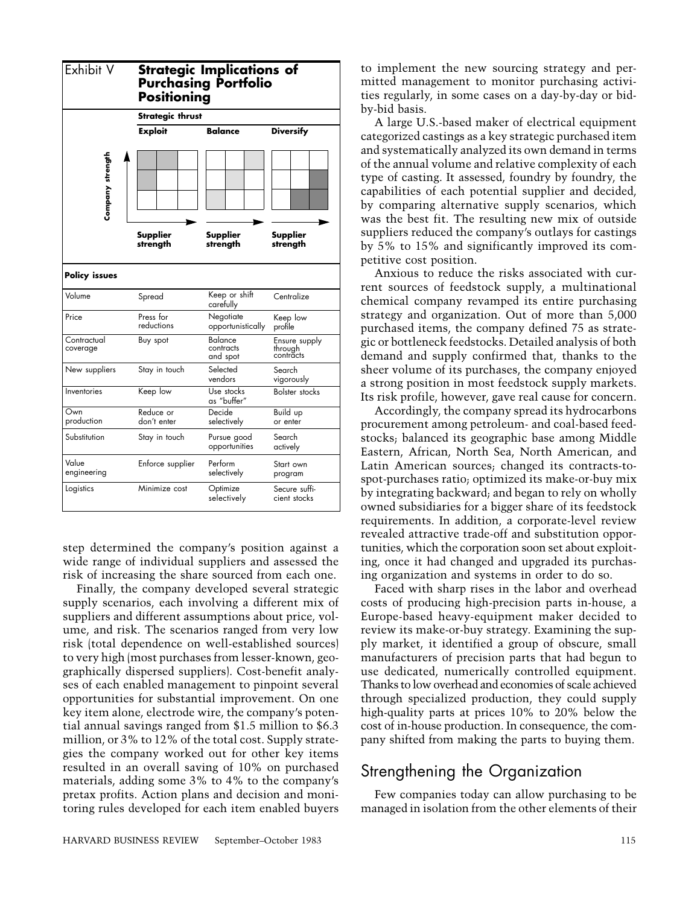## Exhibit V Strategic Implications of Purchasing Portfolio Positioning

| | Strategic thrust | | |
|---|---|---|---|
| | **Exploit** | **Balance** | **Diversify** |
| (Company strength vs. Supplier strength) | Supplier strength | Supplier strength | Supplier strength |
| **Policy issues** | | | |
| Volume | Spread | Keep or shift carefully | Centralize |
| Price | Press for reductions | Negotiate opportunistically | Keep low profile |
| Contractual coverage | Buy spot | Balance contracts and spot | Ensure supply through contracts |
| New suppliers | Stay in touch | Selected vendors | Search vigorously |
| Inventories | Keep low | Use stocks as "buffer" | Bolster stocks |
| Own production | Reduce or don't enter | Decide selectively | Build up or enter |
| Substitution | Stay in touch | Pursue good opportunities | Search actively |
| Value engineering | Enforce supplier | Perform selectively | Start own program |
| Logistics | Minimize cost | Optimize selectively | Secure sufficient stocks |

step determined the company's position against a wide range of individual suppliers and assessed the risk of increasing the share sourced from each one.

Finally, the company developed several strategic supply scenarios, each involving a different mix of suppliers and different assumptions about price, volume, and risk. The scenarios ranged from very low risk (total dependence on well-established sources) to very high (most purchases from lesser-known, geographically dispersed suppliers). Cost-benefit analyses of each enabled management to pinpoint several opportunities for substantial improvement. On one key item alone, electrode wire, the company's potential annual savings ranged from $1.5 million to $6.3 million, or 3% to 12% of the total cost. Supply strategies the company worked out for other key items resulted in an overall saving of 10% on purchased materials, adding some 3% to 4% to the company's pretax profits. Action plans and decision and monitoring rules developed for each item enabled buyers to implement the new sourcing strategy and permitted management to monitor purchasing activities regularly, in some cases on a day-by-day or bid-by-bid basis.

A large U.S.-based maker of electrical equipment categorized castings as a key strategic purchased item and systematically analyzed its own demand in terms of the annual volume and relative complexity of each type of casting. It assessed, foundry by foundry, the capabilities of each potential supplier and decided, by comparing alternative supply scenarios, which was the best fit. The resulting new mix of outside suppliers reduced the company's outlays for castings by 5% to 15% and significantly improved its competitive cost position.

Anxious to reduce the risks associated with current sources of feedstock supply, a multinational chemical company revamped its entire purchasing strategy and organization. Out of more than 5,000 purchased items, the company defined 75 as strategic or bottleneck feedstocks. Detailed analysis of both demand and supply confirmed that, thanks to the sheer volume of its purchases, the company enjoyed a strong position in most feedstock supply markets. Its risk profile, however, gave real cause for concern.

Accordingly, the company spread its hydrocarbons procurement among petroleum- and coal-based feedstocks; balanced its geographic base among Middle Eastern, African, North Sea, North American, and Latin American sources; changed its contracts-to-spot-purchases ratio; optimized its make-or-buy mix by integrating backward; and began to rely on wholly owned subsidiaries for a bigger share of its feedstock requirements. In addition, a corporate-level review revealed attractive trade-off and substitution opportunities, which the corporation soon set about exploiting, once it had changed and upgraded its purchasing organization and systems in order to do so.

Faced with sharp rises in the labor and overhead costs of producing high-precision parts in-house, a Europe-based heavy-equipment maker decided to review its make-or-buy strategy. Examining the supply market, it identified a group of obscure, small manufacturers of precision parts that had begun to use dedicated, numerically controlled equipment. Thanks to low overhead and economies of scale achieved through specialized production, they could supply high-quality parts at prices 10% to 20% below the cost of in-house production. In consequence, the company shifted from making the parts to buying them.

## Strengthening the Organization

Few companies today can allow purchasing to be managed in isolation from the other elements of their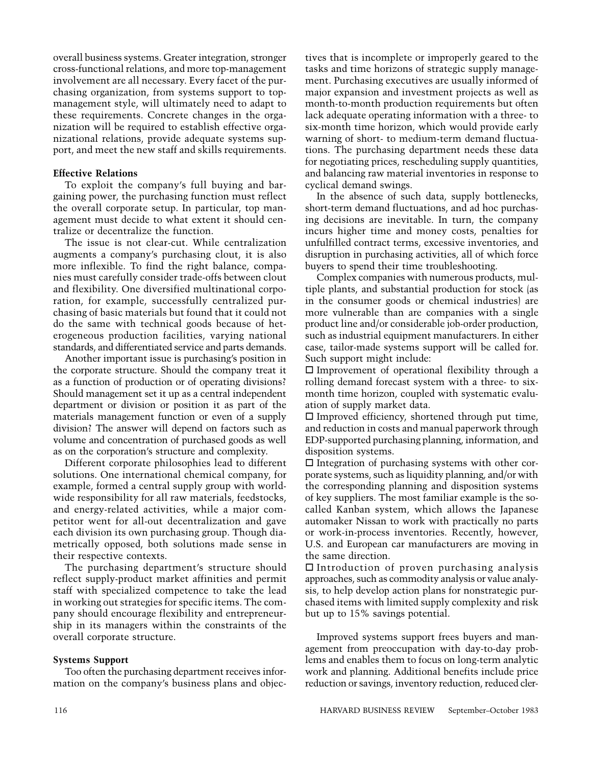overall business systems. Greater integration, stronger cross-functional relations, and more top-management involvement are all necessary. Every facet of the purchasing organization, from systems support to top-management style, will ultimately need to adapt to these requirements. Concrete changes in the organization will be required to establish effective organizational relations, provide adequate systems support, and meet the new staff and skills requirements.

### Effective Relations

To exploit the company's full buying and bargaining power, the purchasing function must reflect the overall corporate setup. In particular, top management must decide to what extent it should centralize or decentralize the function.

The issue is not clear-cut. While centralization augments a company's purchasing clout, it is also more inflexible. To find the right balance, companies must carefully consider trade-offs between clout and flexibility. One diversified multinational corporation, for example, successfully centralized purchasing of basic materials but found that it could not do the same with technical goods because of heterogeneous production facilities, varying national standards, and differentiated service and parts demands.

Another important issue is purchasing's position in the corporate structure. Should the company treat it as a function of production or of operating divisions? Should management set it up as a central independent department or division or position it as part of the materials management function or even of a supply division? The answer will depend on factors such as volume and concentration of purchased goods as well as on the corporation's structure and complexity.

Different corporate philosophies lead to different solutions. One international chemical company, for example, formed a central supply group with worldwide responsibility for all raw materials, feedstocks, and energy-related activities, while a major competitor went for all-out decentralization and gave each division its own purchasing group. Though diametrically opposed, both solutions made sense in their respective contexts.

The purchasing department's structure should reflect supply-product market affinities and permit staff with specialized competence to take the lead in working out strategies for specific items. The company should encourage flexibility and entrepreneurship in its managers within the constraints of the overall corporate structure.

### Systems Support

Too often the purchasing department receives information on the company's business plans and objectives that is incomplete or improperly geared to the tasks and time horizons of strategic supply management. Purchasing executives are usually informed of major expansion and investment projects as well as month-to-month production requirements but often lack adequate operating information with a three- to six-month time horizon, which would provide early warning of short- to medium-term demand fluctuations. The purchasing department needs these data for negotiating prices, rescheduling supply quantities, and balancing raw material inventories in response to cyclical demand swings.

In the absence of such data, supply bottlenecks, short-term demand fluctuations, and ad hoc purchasing decisions are inevitable. In turn, the company incurs higher time and money costs, penalties for unfulfilled contract terms, excessive inventories, and disruption in purchasing activities, all of which force buyers to spend their time troubleshooting.

Complex companies with numerous products, multiple plants, and substantial production for stock (as in the consumer goods or chemical industries) are more vulnerable than are companies with a single product line and/or considerable job-order production, such as industrial equipment manufacturers. In either case, tailor-made systems support will be called for. Such support might include:

- Improvement of operational flexibility through a rolling demand forecast system with a three- to six-month time horizon, coupled with systematic evaluation of supply market data.
- Improved efficiency, shortened through put time, and reduction in costs and manual paperwork through EDP-supported purchasing planning, information, and disposition systems.
- Integration of purchasing systems with other corporate systems, such as liquidity planning, and/or with the corresponding planning and disposition systems of key suppliers. The most familiar example is the so-called Kanban system, which allows the Japanese automaker Nissan to work with practically no parts or work-in-process inventories. Recently, however, U.S. and European car manufacturers are moving in the same direction.
- Introduction of proven purchasing analysis approaches, such as commodity analysis or value analysis, to help develop action plans for nonstrategic purchased items with limited supply complexity and risk but up to 15% savings potential.

Improved systems support frees buyers and management from preoccupation with day-to-day problems and enables them to focus on long-term analytic work and planning. Additional benefits include price reduction or savings, inventory reduction, reduced cler-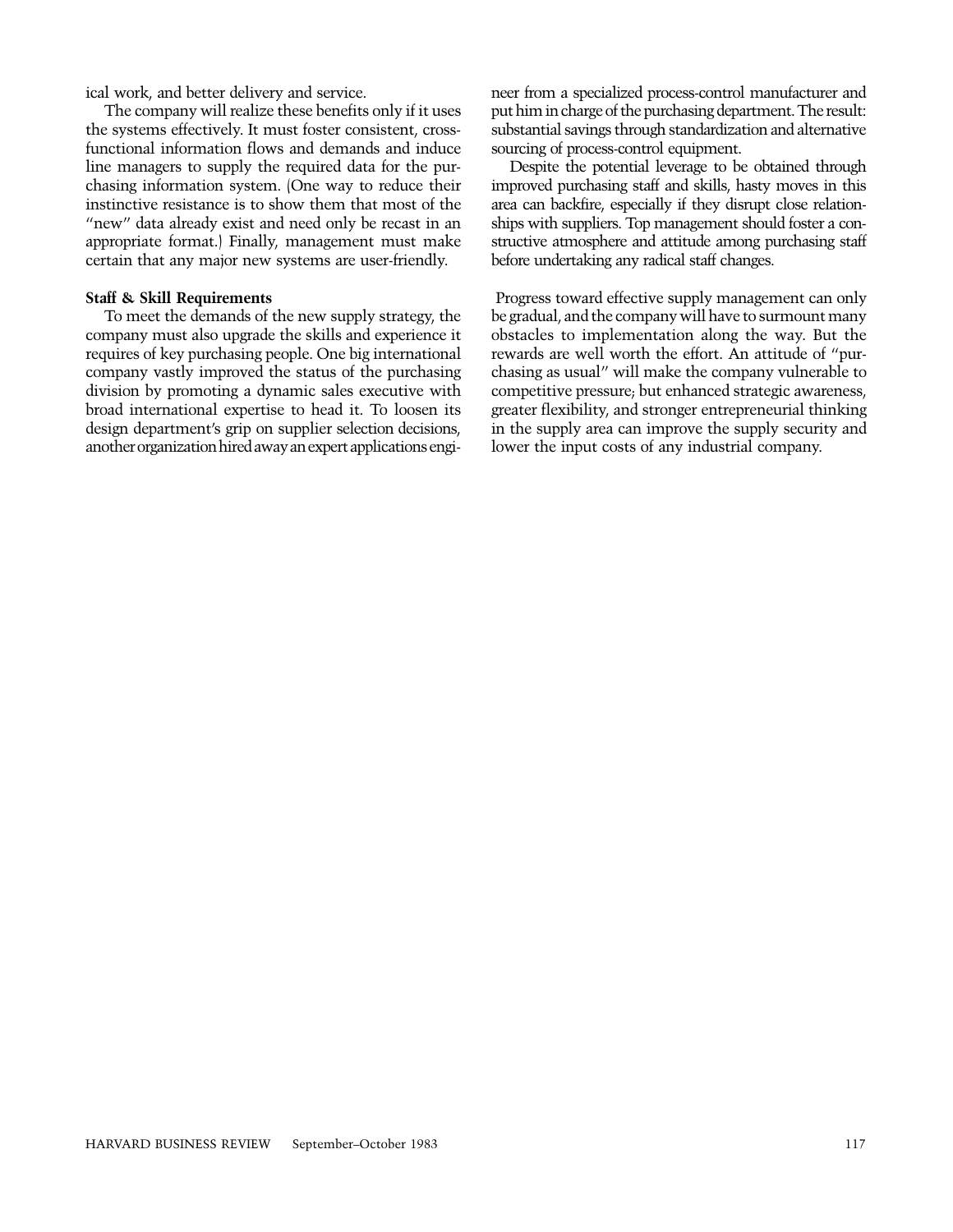ical work, and better delivery and service.

The company will realize these benefits only if it uses the systems effectively. It must foster consistent, cross-functional information flows and demands and induce line managers to supply the required data for the purchasing information system. (One way to reduce their instinctive resistance is to show them that most of the "new" data already exist and need only be recast in an appropriate format.) Finally, management must make certain that any major new systems are user-friendly.

**Staff & Skill Requirements**

To meet the demands of the new supply strategy, the company must also upgrade the skills and experience it requires of key purchasing people. One big international company vastly improved the status of the purchasing division by promoting a dynamic sales executive with broad international expertise to head it. To loosen its design department's grip on supplier selection decisions, another organization hired away an expert applications engineer from a specialized process-control manufacturer and put him in charge of the purchasing department. The result: substantial savings through standardization and alternative sourcing of process-control equipment.

Despite the potential leverage to be obtained through improved purchasing staff and skills, hasty moves in this area can backfire, especially if they disrupt close relationships with suppliers. Top management should foster a constructive atmosphere and attitude among purchasing staff before undertaking any radical staff changes.

Progress toward effective supply management can only be gradual, and the company will have to surmount many obstacles to implementation along the way. But the rewards are well worth the effort. An attitude of "purchasing as usual" will make the company vulnerable to competitive pressure; but enhanced strategic awareness, greater flexibility, and stronger entrepreneurial thinking in the supply area can improve the supply security and lower the input costs of any industrial company.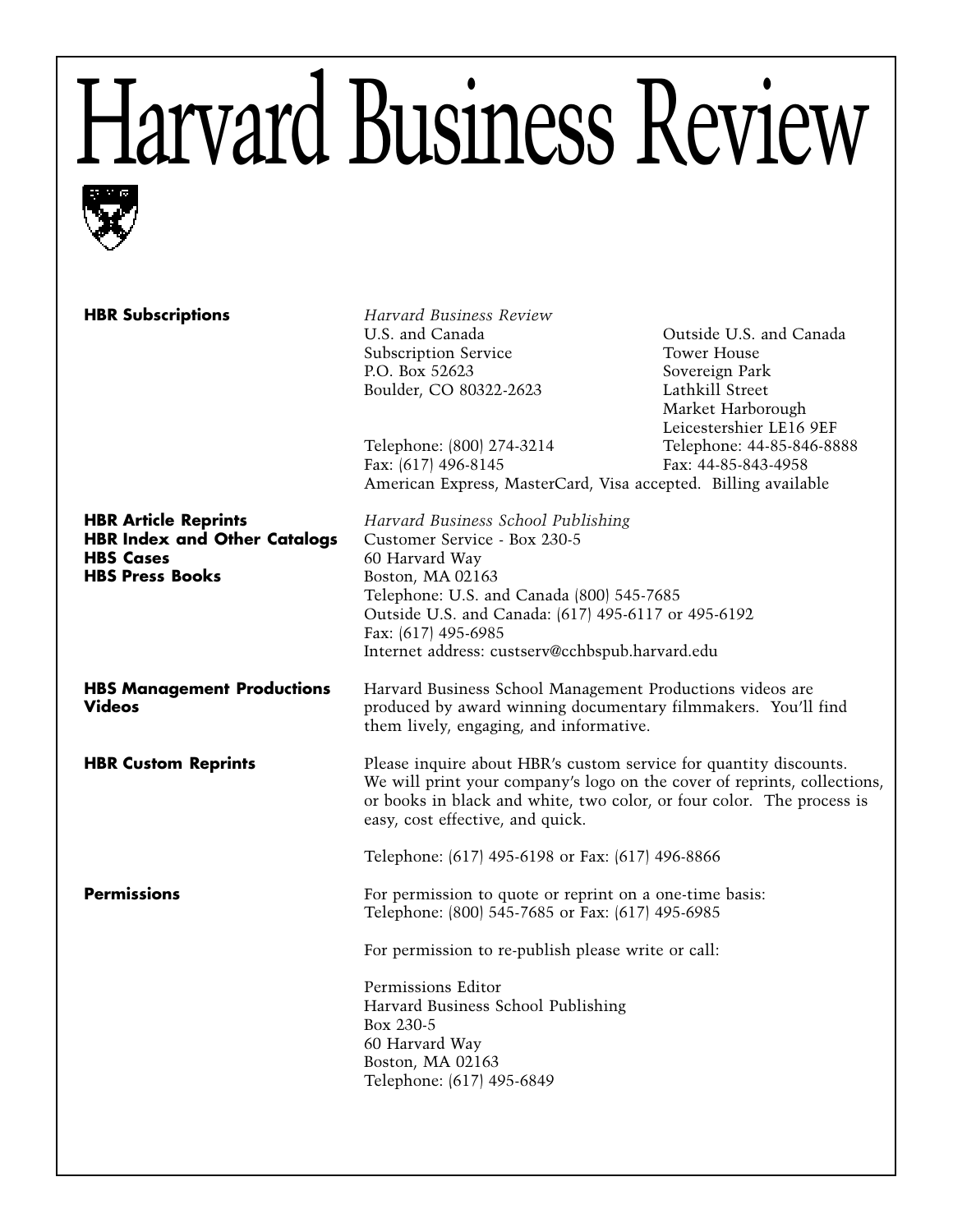# Harvard Business Review

**HBR Subscriptions**

*Harvard Business Review*

U.S. and Canada
Subscription Service
P.O. Box 52623
Boulder, CO 80322-2623

Telephone: (800) 274-3214
Fax: (617) 496-8145

Outside U.S. and Canada
Tower House
Sovereign Park
Lathkill Street
Market Harborough
Leicestershier LE16 9EF
Telephone: 44-85-846-8888
Fax: 44-85-843-4958

American Express, MasterCard, Visa accepted. Billing available

**HBR Article Reprints**
**HBR Index and Other Catalogs**
**HBS Cases**
**HBS Press Books**

*Harvard Business School Publishing*
Customer Service - Box 230-5
60 Harvard Way
Boston, MA 02163
Telephone: U.S. and Canada (800) 545-7685
Outside U.S. and Canada: (617) 495-6117 or 495-6192
Fax: (617) 495-6985
Internet address: custserv@cchbspub.harvard.edu

**HBS Management Productions Videos**

Harvard Business School Management Productions videos are produced by award winning documentary filmmakers. You'll find them lively, engaging, and informative.

**HBR Custom Reprints**

Please inquire about HBR's custom service for quantity discounts. We will print your company's logo on the cover of reprints, collections, or books in black and white, two color, or four color. The process is easy, cost effective, and quick.

Telephone: (617) 495-6198 or Fax: (617) 496-8866

**Permissions**

For permission to quote or reprint on a one-time basis:
Telephone: (800) 545-7685 or Fax: (617) 495-6985

For permission to re-publish please write or call:

Permissions Editor
Harvard Business School Publishing
Box 230-5
60 Harvard Way
Boston, MA 02163
Telephone: (617) 495-6849